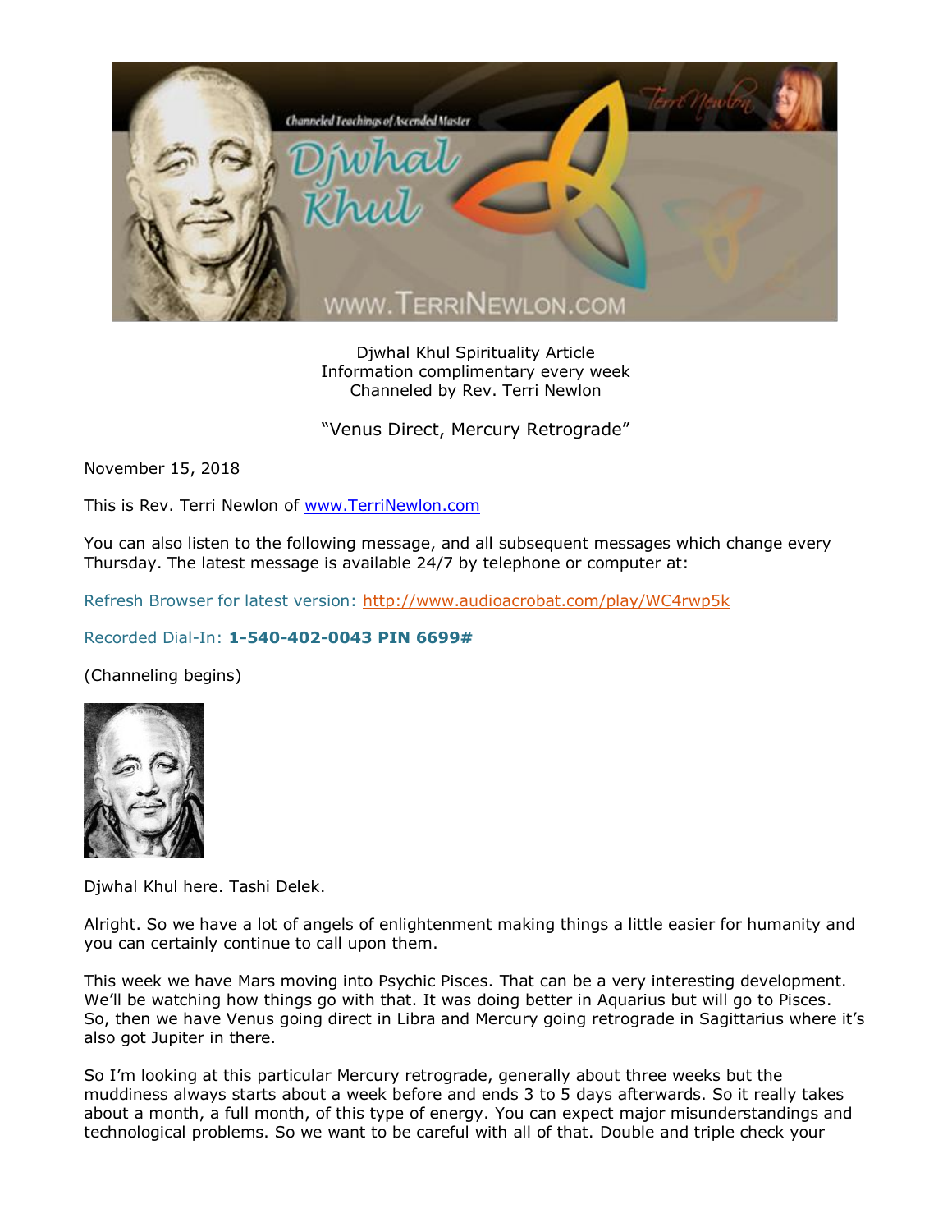Djwhal Khul Spirituality Article
Information complimentary every week
Channeled by Rev. Terri Newlon

"Venus Direct, Mercury Retrograde"

November 15, 2018

This is Rev. Terri Newlon of www.TerriNewlon.com

You can also listen to the following message, and all subsequent messages which change every Thursday. The latest message is available 24/7 by telephone or computer at:

Refresh Browser for latest version: http://www.audioacrobat.com/play/WC4rwp5k

Recorded Dial-In: **1-540-402-0043 PIN 6699#**

(Channeling begins)

Djwhal Khul here. Tashi Delek.

Alright. So we have a lot of angels of enlightenment making things a little easier for humanity and you can certainly continue to call upon them.

This week we have Mars moving into Psychic Pisces. That can be a very interesting development. We'll be watching how things go with that. It was doing better in Aquarius but will go to Pisces. So, then we have Venus going direct in Libra and Mercury going retrograde in Sagittarius where it's also got Jupiter in there.

So I'm looking at this particular Mercury retrograde, generally about three weeks but the muddiness always starts about a week before and ends 3 to 5 days afterwards. So it really takes about a month, a full month, of this type of energy. You can expect major misunderstandings and technological problems. So we want to be careful with all of that. Double and triple check your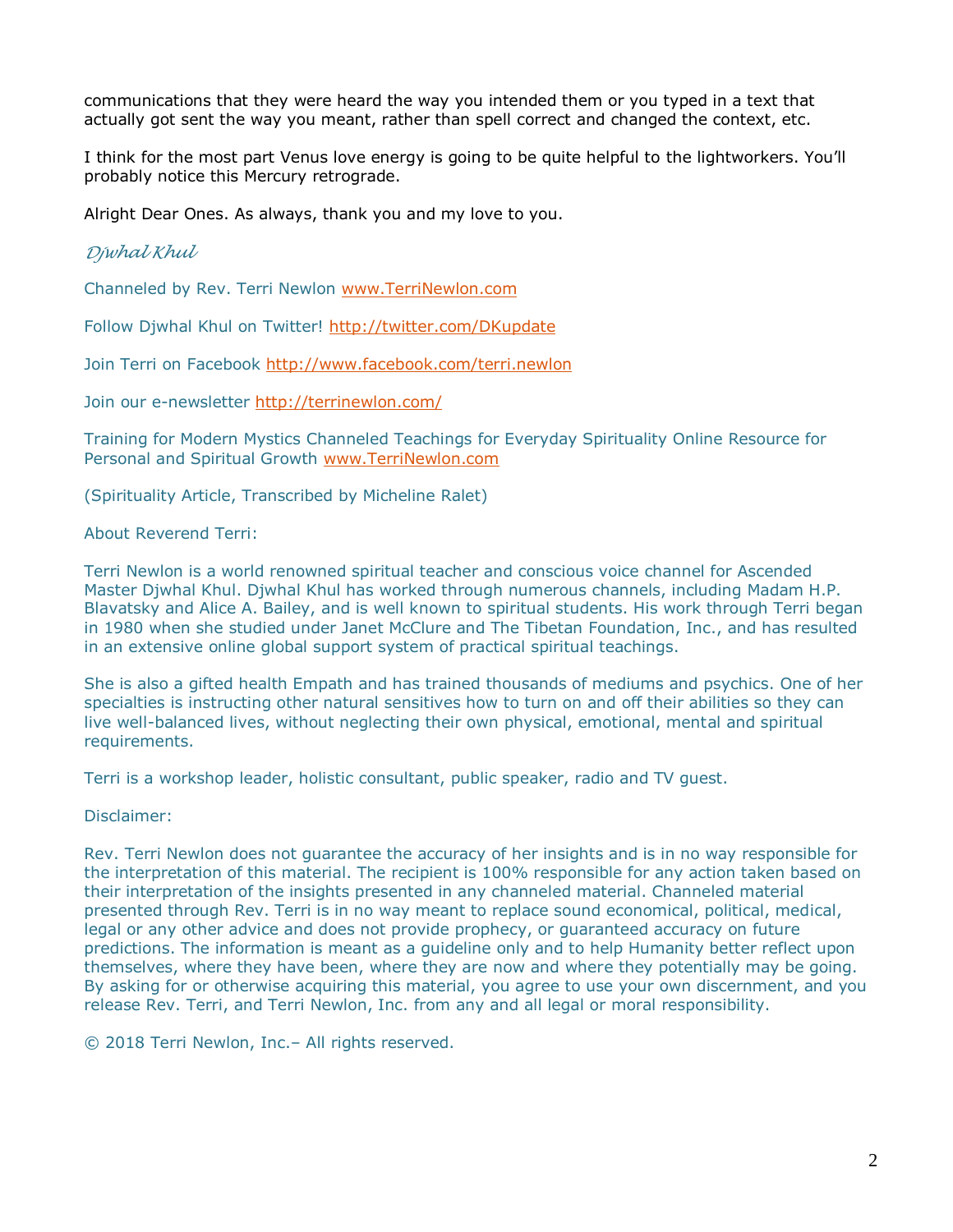communications that they were heard the way you intended them or you typed in a text that actually got sent the way you meant, rather than spell correct and changed the context, etc.

I think for the most part Venus love energy is going to be quite helpful to the lightworkers. You'll probably notice this Mercury retrograde.

Alright Dear Ones. As always, thank you and my love to you.

*Djwhal Khul*

Channeled by Rev. Terri Newlon www.TerriNewlon.com

Follow Djwhal Khul on Twitter! http://twitter.com/DKupdate

Join Terri on Facebook http://www.facebook.com/terri.newlon

Join our e-newsletter http://terrinewlon.com/

Training for Modern Mystics Channeled Teachings for Everyday Spirituality Online Resource for Personal and Spiritual Growth www.TerriNewlon.com

(Spirituality Article, Transcribed by Micheline Ralet)

About Reverend Terri:

Terri Newlon is a world renowned spiritual teacher and conscious voice channel for Ascended Master Djwhal Khul. Djwhal Khul has worked through numerous channels, including Madam H.P. Blavatsky and Alice A. Bailey, and is well known to spiritual students. His work through Terri began in 1980 when she studied under Janet McClure and The Tibetan Foundation, Inc., and has resulted in an extensive online global support system of practical spiritual teachings.

She is also a gifted health Empath and has trained thousands of mediums and psychics. One of her specialties is instructing other natural sensitives how to turn on and off their abilities so they can live well-balanced lives, without neglecting their own physical, emotional, mental and spiritual requirements.

Terri is a workshop leader, holistic consultant, public speaker, radio and TV guest.

Disclaimer:

Rev. Terri Newlon does not guarantee the accuracy of her insights and is in no way responsible for the interpretation of this material. The recipient is 100% responsible for any action taken based on their interpretation of the insights presented in any channeled material. Channeled material presented through Rev. Terri is in no way meant to replace sound economical, political, medical, legal or any other advice and does not provide prophecy, or guaranteed accuracy on future predictions. The information is meant as a guideline only and to help Humanity better reflect upon themselves, where they have been, where they are now and where they potentially may be going. By asking for or otherwise acquiring this material, you agree to use your own discernment, and you release Rev. Terri, and Terri Newlon, Inc. from any and all legal or moral responsibility.

© 2018 Terri Newlon, Inc.– All rights reserved.